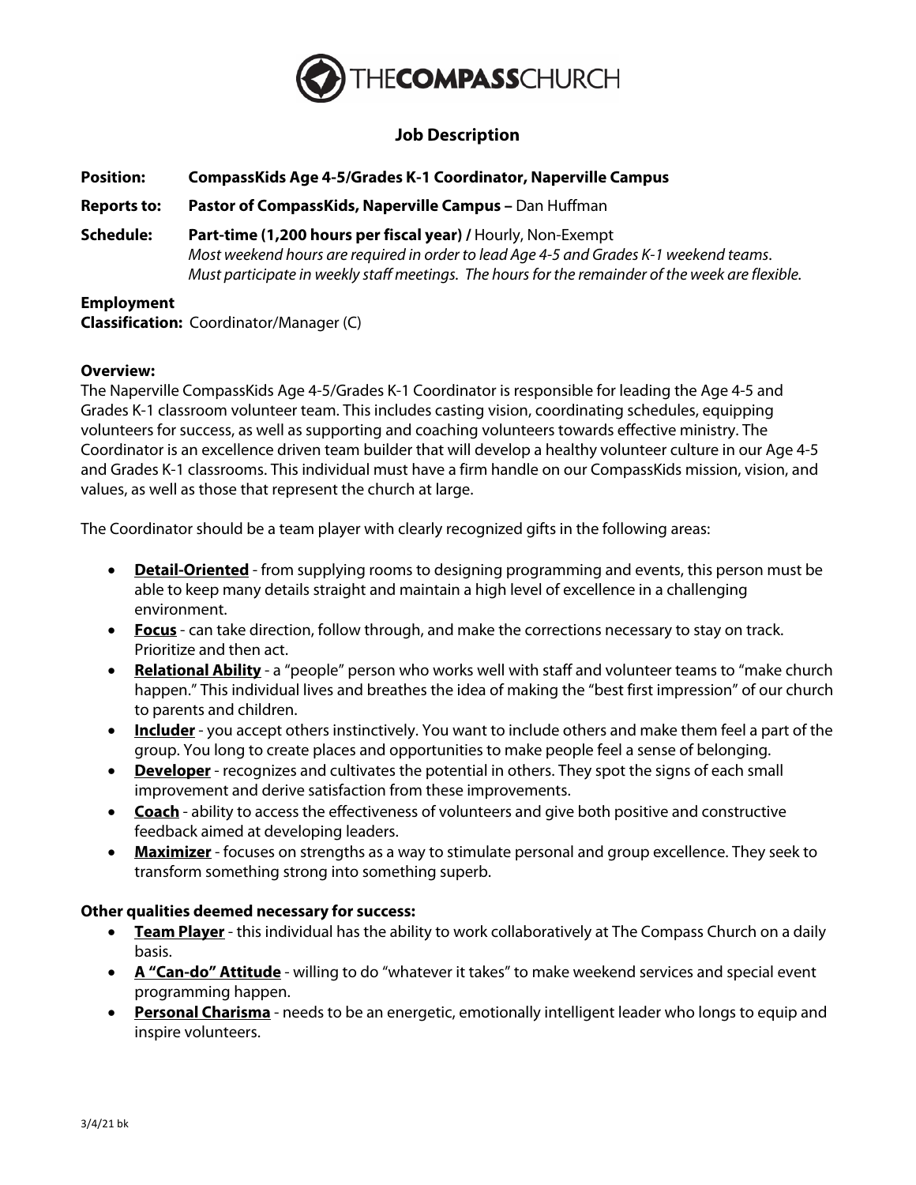THE**COMPASS**CHURCH

## Job Description

**Position:** **CompassKids Age 4-5/Grades K-1 Coordinator, Naperville Campus**

**Reports to:** **Pastor of CompassKids, Naperville Campus –** Dan Huffman

**Schedule:** **Part-time (1,200 hours per fiscal year) /** Hourly, Non-Exempt
*Most weekend hours are required in order to lead Age 4-5 and Grades K-1 weekend teams. Must participate in weekly staff meetings. The hours for the remainder of the week are flexible.*

**Employment Classification:** Coordinator/Manager (C)

**Overview:**
The Naperville CompassKids Age 4-5/Grades K-1 Coordinator is responsible for leading the Age 4-5 and Grades K-1 classroom volunteer team. This includes casting vision, coordinating schedules, equipping volunteers for success, as well as supporting and coaching volunteers towards effective ministry. The Coordinator is an excellence driven team builder that will develop a healthy volunteer culture in our Age 4-5 and Grades K-1 classrooms. This individual must have a firm handle on our CompassKids mission, vision, and values, as well as those that represent the church at large.

The Coordinator should be a team player with clearly recognized gifts in the following areas:

- **Detail-Oriented** - from supplying rooms to designing programming and events, this person must be able to keep many details straight and maintain a high level of excellence in a challenging environment.
- **Focus** - can take direction, follow through, and make the corrections necessary to stay on track. Prioritize and then act.
- **Relational Ability** - a "people" person who works well with staff and volunteer teams to "make church happen." This individual lives and breathes the idea of making the "best first impression" of our church to parents and children.
- **Includer** - you accept others instinctively. You want to include others and make them feel a part of the group. You long to create places and opportunities to make people feel a sense of belonging.
- **Developer** - recognizes and cultivates the potential in others. They spot the signs of each small improvement and derive satisfaction from these improvements.
- **Coach** - ability to access the effectiveness of volunteers and give both positive and constructive feedback aimed at developing leaders.
- **Maximizer** - focuses on strengths as a way to stimulate personal and group excellence. They seek to transform something strong into something superb.

**Other qualities deemed necessary for success:**

- **Team Player** - this individual has the ability to work collaboratively at The Compass Church on a daily basis.
- **A "Can-do" Attitude** - willing to do "whatever it takes" to make weekend services and special event programming happen.
- **Personal Charisma** - needs to be an energetic, emotionally intelligent leader who longs to equip and inspire volunteers.

3/4/21 bk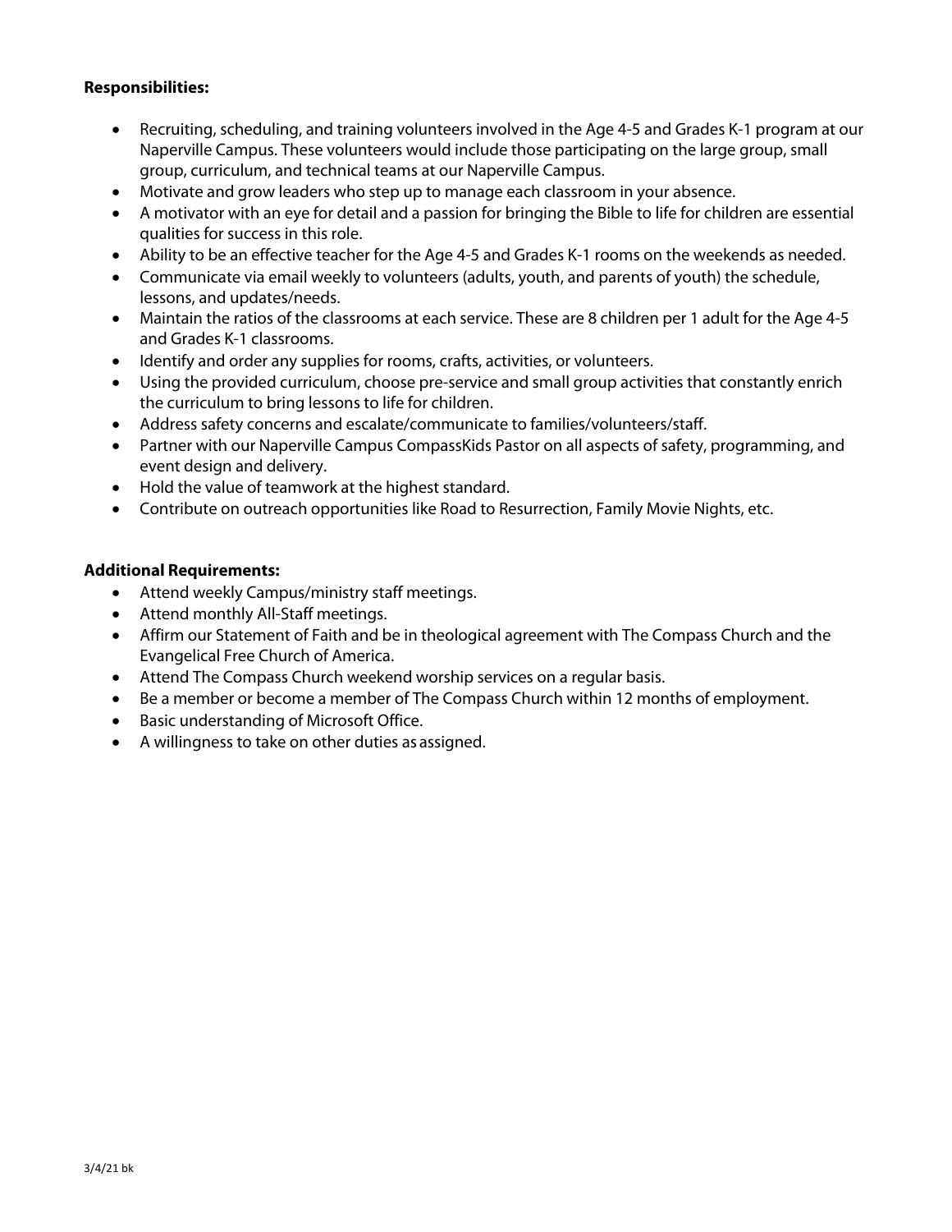**Responsibilities:**

- Recruiting, scheduling, and training volunteers involved in the Age 4-5 and Grades K-1 program at our Naperville Campus. These volunteers would include those participating on the large group, small group, curriculum, and technical teams at our Naperville Campus.
- Motivate and grow leaders who step up to manage each classroom in your absence.
- A motivator with an eye for detail and a passion for bringing the Bible to life for children are essential qualities for success in this role.
- Ability to be an effective teacher for the Age 4-5 and Grades K-1 rooms on the weekends as needed.
- Communicate via email weekly to volunteers (adults, youth, and parents of youth) the schedule, lessons, and updates/needs.
- Maintain the ratios of the classrooms at each service. These are 8 children per 1 adult for the Age 4-5 and Grades K-1 classrooms.
- Identify and order any supplies for rooms, crafts, activities, or volunteers.
- Using the provided curriculum, choose pre-service and small group activities that constantly enrich the curriculum to bring lessons to life for children.
- Address safety concerns and escalate/communicate to families/volunteers/staff.
- Partner with our Naperville Campus CompassKids Pastor on all aspects of safety, programming, and event design and delivery.
- Hold the value of teamwork at the highest standard.
- Contribute on outreach opportunities like Road to Resurrection, Family Movie Nights, etc.

**Additional Requirements:**

- Attend weekly Campus/ministry staff meetings.
- Attend monthly All-Staff meetings.
- Affirm our Statement of Faith and be in theological agreement with The Compass Church and the Evangelical Free Church of America.
- Attend The Compass Church weekend worship services on a regular basis.
- Be a member or become a member of The Compass Church within 12 months of employment.
- Basic understanding of Microsoft Office.
- A willingness to take on other duties as assigned.